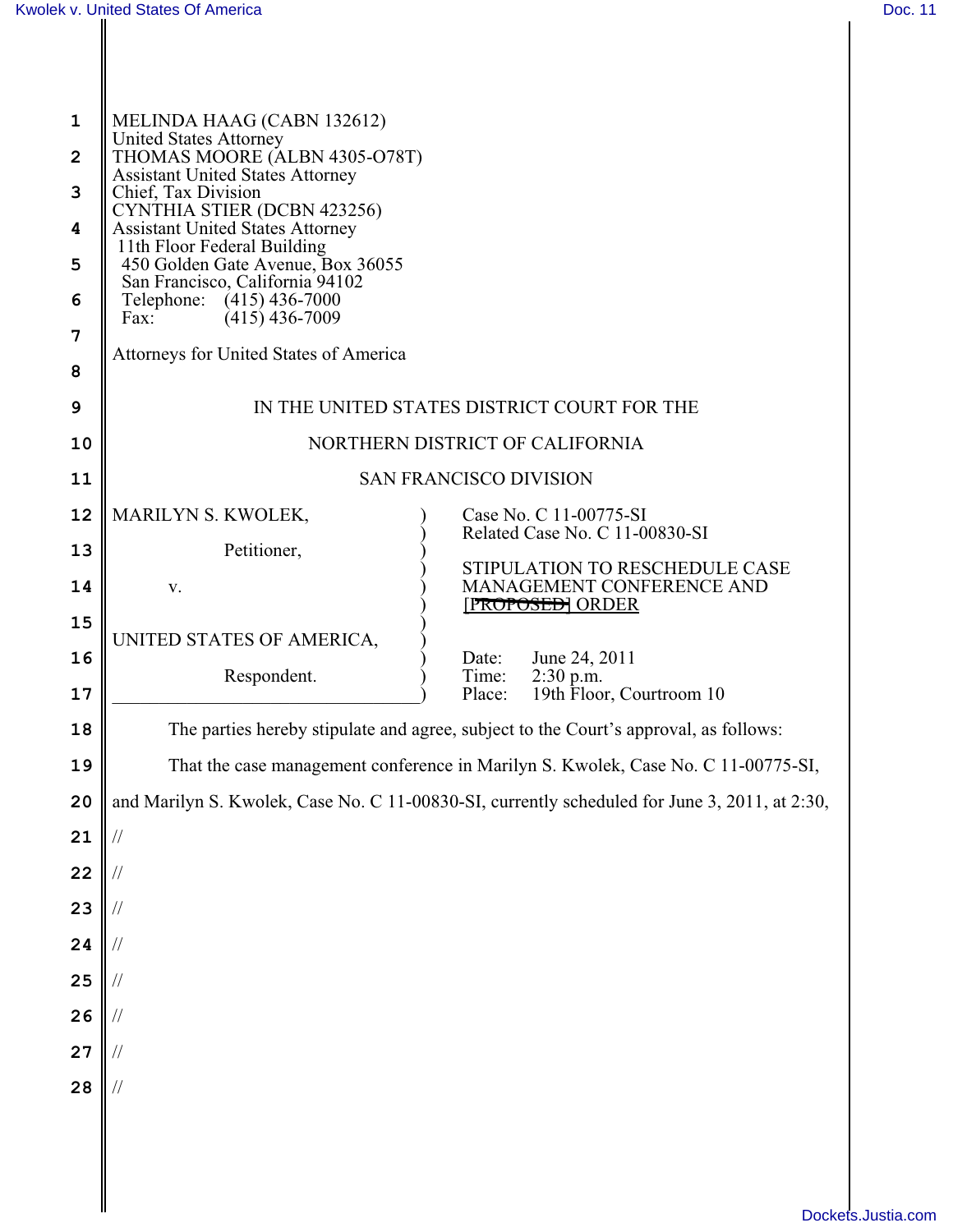MELINDA HAAG (CABN 132612)
United States Attorney
THOMAS MOORE (ALBN 4305-O78T)
Assistant United States Attorney
Chief, Tax Division
CYNTHIA STIER (DCBN 423256)
Assistant United States Attorney
11th Floor Federal Building
450 Golden Gate Avenue, Box 36055
San Francisco, California 94102
Telephone: (415) 436-7000
Fax: (415) 436-7009

Attorneys for United States of America

IN THE UNITED STATES DISTRICT COURT FOR THE

NORTHERN DISTRICT OF CALIFORNIA

SAN FRANCISCO DIVISION

| | |
|---|---|
| MARILYN S. KWOLEK,<br><br>Petitioner,<br><br>v.<br><br>UNITED STATES OF AMERICA,<br><br>Respondent. | Case No. C 11-00775-SI<br>Related Case No. C 11-00830-SI<br><br>STIPULATION TO RESCHEDULE CASE MANAGEMENT CONFERENCE AND ~~[PROPOSED]~~ ORDER<br><br>Date: June 24, 2011<br>Time: 2:30 p.m.<br>Place: 19th Floor, Courtroom 10 |

The parties hereby stipulate and agree, subject to the Court's approval, as follows:

That the case management conference in Marilyn S. Kwolek, Case No. C 11-00775-SI, and Marilyn S. Kwolek, Case No. C 11-00830-SI, currently scheduled for June 3, 2011, at 2:30,

//

//

//

//

//

//

//

//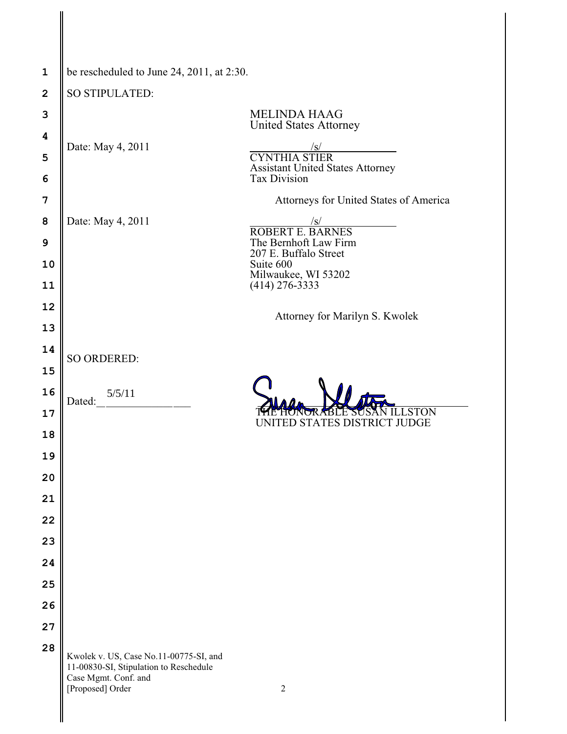be rescheduled to June 24, 2011, at 2:30.

SO STIPULATED:

MELINDA HAAG
United States Attorney

Date: May 4, 2011

/s/
CYNTHIA STIER
Assistant United States Attorney
Tax Division

Attorneys for United States of America

Date: May 4, 2011

/s/
ROBERT E. BARNES
The Bernhoft Law Firm
207 E. Buffalo Street
Suite 600
Milwaukee, WI 53202
(414) 276-3333

Attorney for Marilyn S. Kwolek

SO ORDERED:

Dated: 5/5/11

THE HONORABLE SUSAN ILLSTON
UNITED STATES DISTRICT JUDGE

Kwolek v. US, Case No.11-00775-SI, and 11-00830-SI, Stipulation to Reschedule Case Mgmt. Conf. and [Proposed] Order